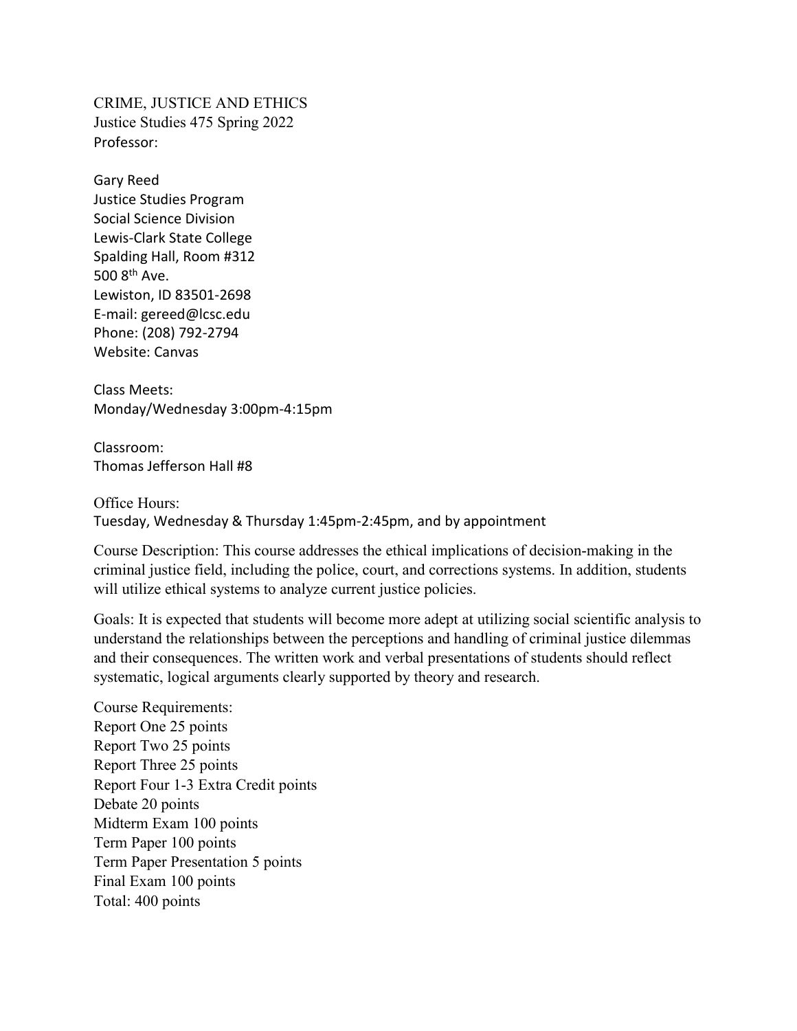CRIME, JUSTICE AND ETHICS
Justice Studies 475 Spring 2022
Professor:

Gary Reed
Justice Studies Program
Social Science Division
Lewis-Clark State College
Spalding Hall, Room #312
500 8th Ave.
Lewiston, ID 83501-2698
E-mail: gereed@lcsc.edu
Phone: (208) 792-2794
Website: Canvas

Class Meets:
Monday/Wednesday 3:00pm-4:15pm

Classroom:
Thomas Jefferson Hall #8

Office Hours:
Tuesday, Wednesday & Thursday 1:45pm-2:45pm, and by appointment

Course Description: This course addresses the ethical implications of decision-making in the criminal justice field, including the police, court, and corrections systems. In addition, students will utilize ethical systems to analyze current justice policies.

Goals: It is expected that students will become more adept at utilizing social scientific analysis to understand the relationships between the perceptions and handling of criminal justice dilemmas and their consequences. The written work and verbal presentations of students should reflect systematic, logical arguments clearly supported by theory and research.

Course Requirements:
Report One 25 points
Report Two 25 points
Report Three 25 points
Report Four 1-3 Extra Credit points
Debate 20 points
Midterm Exam 100 points
Term Paper 100 points
Term Paper Presentation 5 points
Final Exam 100 points
Total: 400 points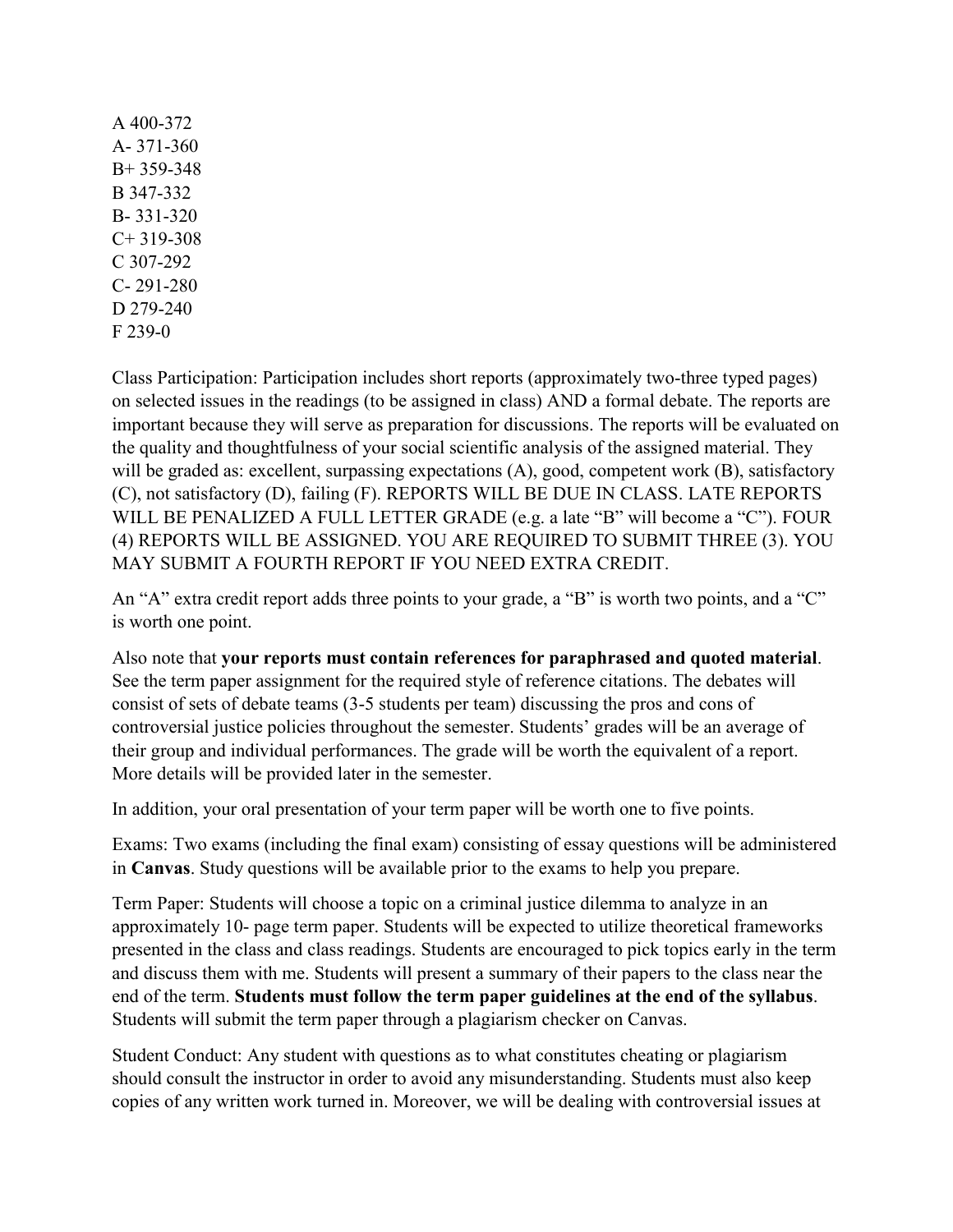A 400-372
A- 371-360
B+ 359-348
B 347-332
B- 331-320
C+ 319-308
C 307-292
C- 291-280
D 279-240
F 239-0

Class Participation: Participation includes short reports (approximately two-three typed pages) on selected issues in the readings (to be assigned in class) AND a formal debate. The reports are important because they will serve as preparation for discussions. The reports will be evaluated on the quality and thoughtfulness of your social scientific analysis of the assigned material. They will be graded as: excellent, surpassing expectations (A), good, competent work (B), satisfactory (C), not satisfactory (D), failing (F). REPORTS WILL BE DUE IN CLASS. LATE REPORTS WILL BE PENALIZED A FULL LETTER GRADE (e.g. a late "B" will become a "C"). FOUR (4) REPORTS WILL BE ASSIGNED. YOU ARE REQUIRED TO SUBMIT THREE (3). YOU MAY SUBMIT A FOURTH REPORT IF YOU NEED EXTRA CREDIT.

An "A" extra credit report adds three points to your grade, a "B" is worth two points, and a "C" is worth one point.

Also note that **your reports must contain references for paraphrased and quoted material**. See the term paper assignment for the required style of reference citations. The debates will consist of sets of debate teams (3-5 students per team) discussing the pros and cons of controversial justice policies throughout the semester. Students' grades will be an average of their group and individual performances. The grade will be worth the equivalent of a report. More details will be provided later in the semester.

In addition, your oral presentation of your term paper will be worth one to five points.

Exams: Two exams (including the final exam) consisting of essay questions will be administered in **Canvas**. Study questions will be available prior to the exams to help you prepare.

Term Paper: Students will choose a topic on a criminal justice dilemma to analyze in an approximately 10- page term paper. Students will be expected to utilize theoretical frameworks presented in the class and class readings. Students are encouraged to pick topics early in the term and discuss them with me. Students will present a summary of their papers to the class near the end of the term. **Students must follow the term paper guidelines at the end of the syllabus**. Students will submit the term paper through a plagiarism checker on Canvas.

Student Conduct: Any student with questions as to what constitutes cheating or plagiarism should consult the instructor in order to avoid any misunderstanding. Students must also keep copies of any written work turned in. Moreover, we will be dealing with controversial issues at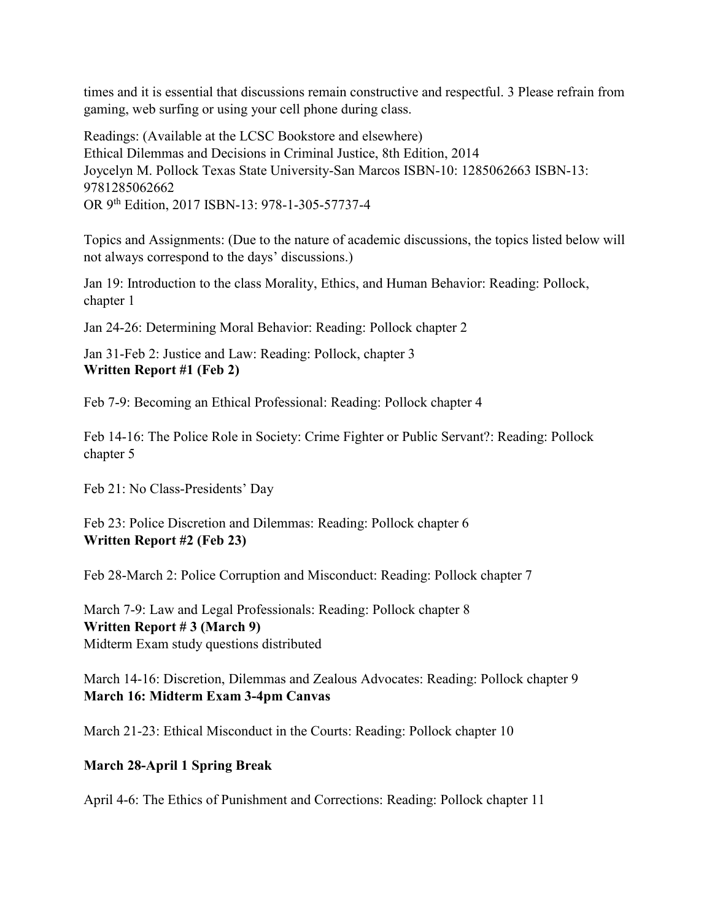times and it is essential that discussions remain constructive and respectful. 3 Please refrain from gaming, web surfing or using your cell phone during class.

Readings: (Available at the LCSC Bookstore and elsewhere)
Ethical Dilemmas and Decisions in Criminal Justice, 8th Edition, 2014
Joycelyn M. Pollock Texas State University-San Marcos ISBN-10: 1285062663 ISBN-13: 9781285062662
OR 9th Edition, 2017 ISBN-13: 978-1-305-57737-4

Topics and Assignments: (Due to the nature of academic discussions, the topics listed below will not always correspond to the days' discussions.)

Jan 19: Introduction to the class Morality, Ethics, and Human Behavior: Reading: Pollock, chapter 1

Jan 24-26: Determining Moral Behavior: Reading: Pollock chapter 2

Jan 31-Feb 2: Justice and Law: Reading: Pollock, chapter 3
**Written Report #1 (Feb 2)**

Feb 7-9: Becoming an Ethical Professional: Reading: Pollock chapter 4

Feb 14-16: The Police Role in Society: Crime Fighter or Public Servant?: Reading: Pollock chapter 5

Feb 21: No Class-Presidents' Day

Feb 23: Police Discretion and Dilemmas: Reading: Pollock chapter 6
**Written Report #2 (Feb 23)**

Feb 28-March 2: Police Corruption and Misconduct: Reading: Pollock chapter 7

March 7-9: Law and Legal Professionals: Reading: Pollock chapter 8
**Written Report # 3 (March 9)**
Midterm Exam study questions distributed

March 14-16: Discretion, Dilemmas and Zealous Advocates: Reading: Pollock chapter 9
**March 16: Midterm Exam 3-4pm Canvas**

March 21-23: Ethical Misconduct in the Courts: Reading: Pollock chapter 10

**March 28-April 1 Spring Break**

April 4-6: The Ethics of Punishment and Corrections: Reading: Pollock chapter 11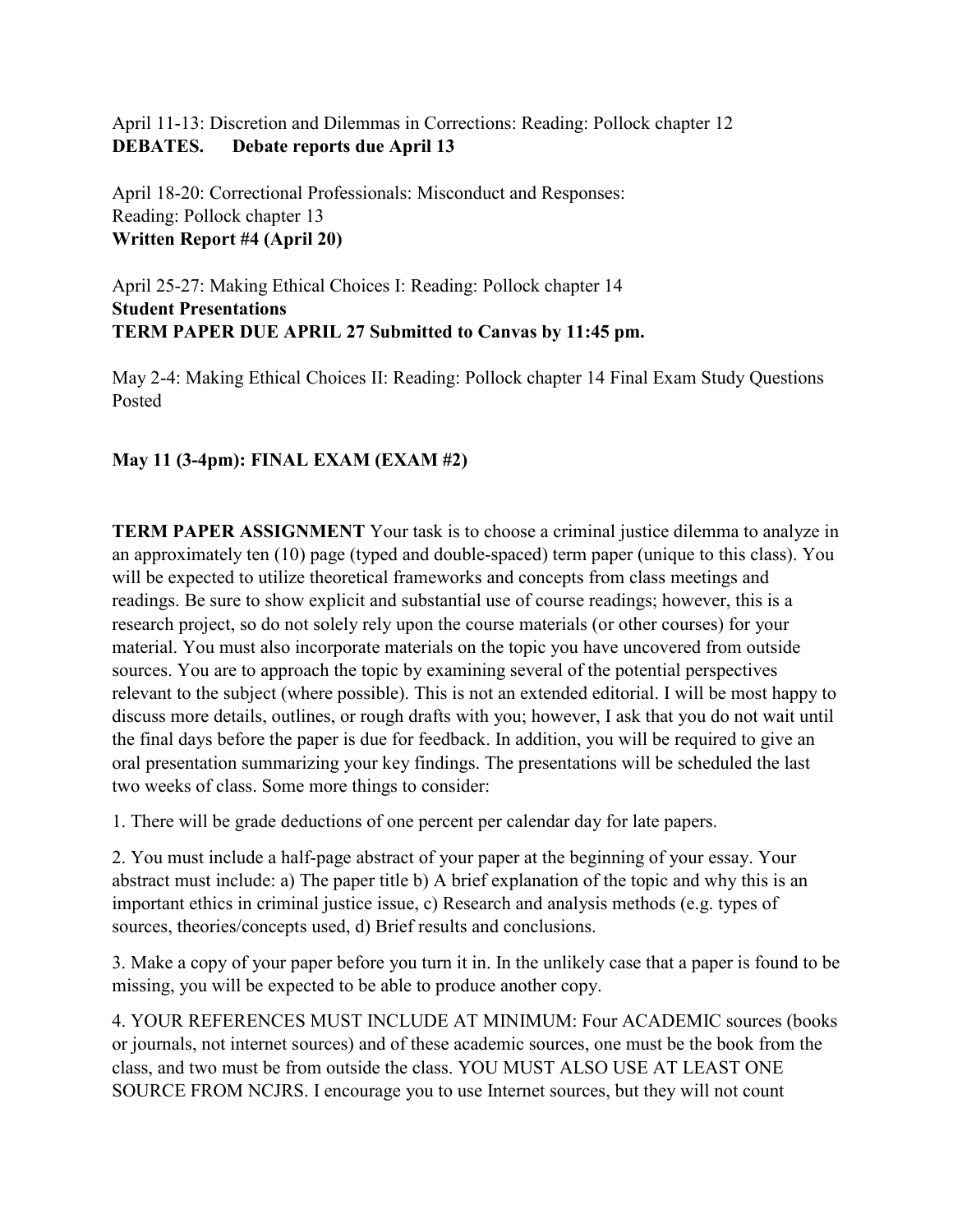April 11-13: Discretion and Dilemmas in Corrections: Reading: Pollock chapter 12
**DEBATES. Debate reports due April 13**

April 18-20: Correctional Professionals: Misconduct and Responses:
Reading: Pollock chapter 13
**Written Report #4 (April 20)**

April 25-27: Making Ethical Choices I: Reading: Pollock chapter 14
**Student Presentations**
**TERM PAPER DUE APRIL 27 Submitted to Canvas by 11:45 pm.**

May 2-4: Making Ethical Choices II: Reading: Pollock chapter 14 Final Exam Study Questions Posted

**May 11 (3-4pm): FINAL EXAM (EXAM #2)**

**TERM PAPER ASSIGNMENT** Your task is to choose a criminal justice dilemma to analyze in an approximately ten (10) page (typed and double-spaced) term paper (unique to this class). You will be expected to utilize theoretical frameworks and concepts from class meetings and readings. Be sure to show explicit and substantial use of course readings; however, this is a research project, so do not solely rely upon the course materials (or other courses) for your material. You must also incorporate materials on the topic you have uncovered from outside sources. You are to approach the topic by examining several of the potential perspectives relevant to the subject (where possible). This is not an extended editorial. I will be most happy to discuss more details, outlines, or rough drafts with you; however, I ask that you do not wait until the final days before the paper is due for feedback. In addition, you will be required to give an oral presentation summarizing your key findings. The presentations will be scheduled the last two weeks of class. Some more things to consider:

1. There will be grade deductions of one percent per calendar day for late papers.

2. You must include a half-page abstract of your paper at the beginning of your essay. Your abstract must include: a) The paper title b) A brief explanation of the topic and why this is an important ethics in criminal justice issue, c) Research and analysis methods (e.g. types of sources, theories/concepts used, d) Brief results and conclusions.

3. Make a copy of your paper before you turn it in. In the unlikely case that a paper is found to be missing, you will be expected to be able to produce another copy.

4. YOUR REFERENCES MUST INCLUDE AT MINIMUM: Four ACADEMIC sources (books or journals, not internet sources) and of these academic sources, one must be the book from the class, and two must be from outside the class. YOU MUST ALSO USE AT LEAST ONE SOURCE FROM NCJRS. I encourage you to use Internet sources, but they will not count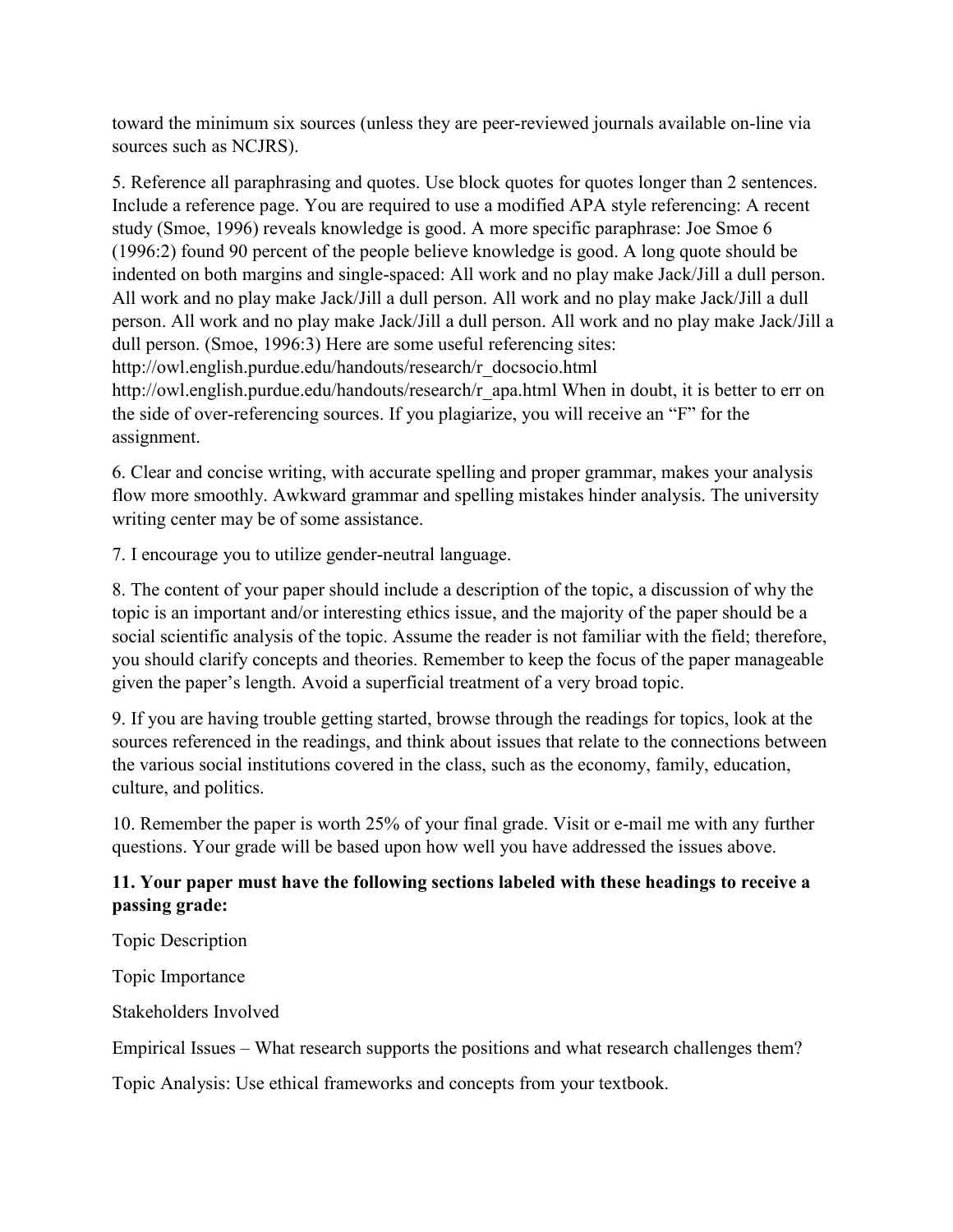toward the minimum six sources (unless they are peer-reviewed journals available on-line via sources such as NCJRS).

5. Reference all paraphrasing and quotes. Use block quotes for quotes longer than 2 sentences. Include a reference page. You are required to use a modified APA style referencing: A recent study (Smoe, 1996) reveals knowledge is good. A more specific paraphrase: Joe Smoe 6 (1996:2) found 90 percent of the people believe knowledge is good. A long quote should be indented on both margins and single-spaced: All work and no play make Jack/Jill a dull person. All work and no play make Jack/Jill a dull person. All work and no play make Jack/Jill a dull person. All work and no play make Jack/Jill a dull person. All work and no play make Jack/Jill a dull person. (Smoe, 1996:3) Here are some useful referencing sites: http://owl.english.purdue.edu/handouts/research/r_docsocio.html http://owl.english.purdue.edu/handouts/research/r_apa.html When in doubt, it is better to err on the side of over-referencing sources. If you plagiarize, you will receive an "F" for the assignment.

6. Clear and concise writing, with accurate spelling and proper grammar, makes your analysis flow more smoothly. Awkward grammar and spelling mistakes hinder analysis. The university writing center may be of some assistance.

7. I encourage you to utilize gender-neutral language.

8. The content of your paper should include a description of the topic, a discussion of why the topic is an important and/or interesting ethics issue, and the majority of the paper should be a social scientific analysis of the topic. Assume the reader is not familiar with the field; therefore, you should clarify concepts and theories. Remember to keep the focus of the paper manageable given the paper's length. Avoid a superficial treatment of a very broad topic.

9. If you are having trouble getting started, browse through the readings for topics, look at the sources referenced in the readings, and think about issues that relate to the connections between the various social institutions covered in the class, such as the economy, family, education, culture, and politics.

10. Remember the paper is worth 25% of your final grade. Visit or e-mail me with any further questions. Your grade will be based upon how well you have addressed the issues above.

**11. Your paper must have the following sections labeled with these headings to receive a passing grade:**

Topic Description

Topic Importance

Stakeholders Involved

Empirical Issues – What research supports the positions and what research challenges them?

Topic Analysis: Use ethical frameworks and concepts from your textbook.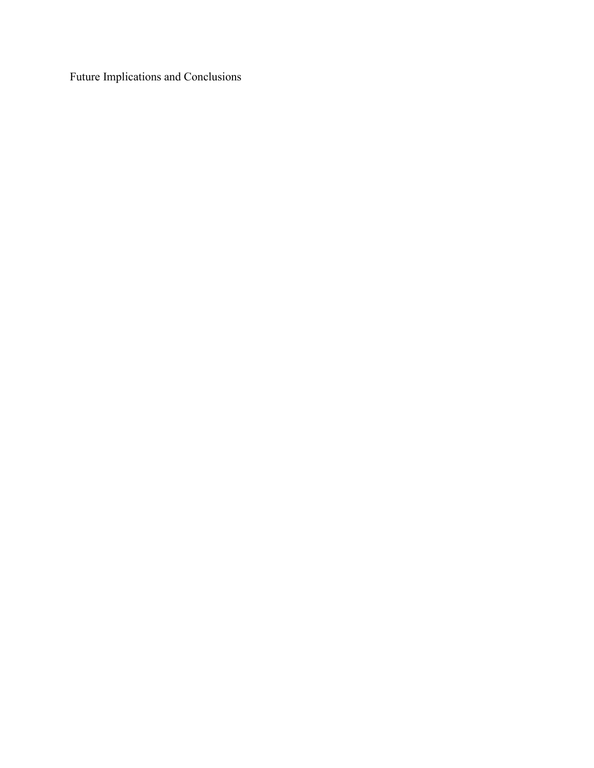## Future Implications and Conclusions